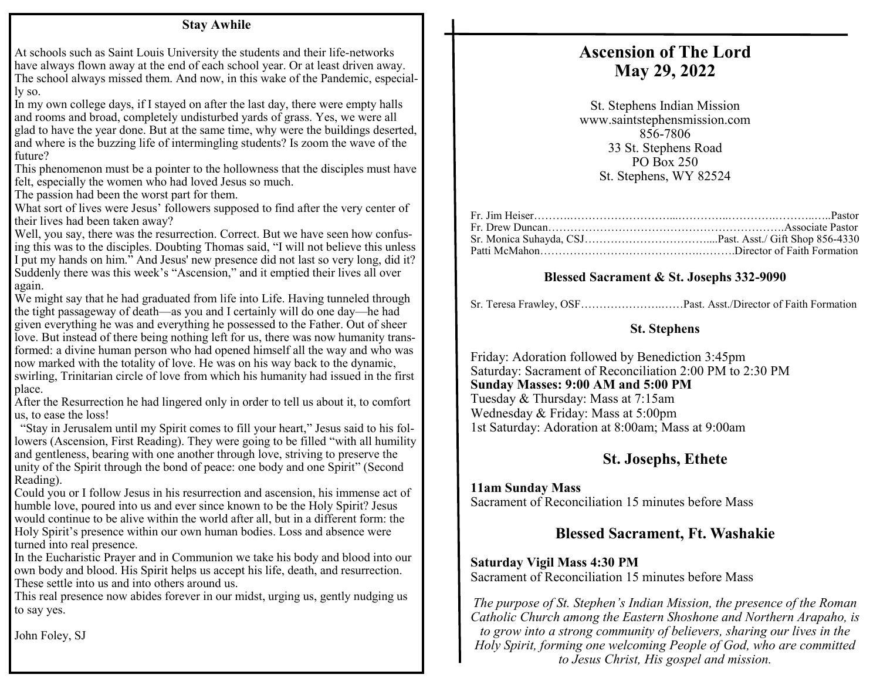## Stay Awhile

At schools such as Saint Louis University the students and their life-networks have always flown away at the end of each school year. Or at least driven away. The school always missed them. And now, in this wake of the Pandemic, especially so.

In my own college days, if I stayed on after the last day, there were empty halls and rooms and broad, completely undisturbed yards of grass. Yes, we were all glad to have the year done. But at the same time, why were the buildings deserted, and where is the buzzing life of intermingling students? Is zoom the wave of the future?

This phenomenon must be a pointer to the hollowness that the disciples must have felt, especially the women who had loved Jesus so much.

The passion had been the worst part for them.

What sort of lives were Jesus' followers supposed to find after the very center of their lives had been taken away?

Well, you say, there was the resurrection. Correct. But we have seen how confusing this was to the disciples. Doubting Thomas said, "I will not believe this unless I put my hands on him." And Jesus' new presence did not last so very long, did it? Suddenly there was this week's "Ascension," and it emptied their lives all over again.

We might say that he had graduated from life into Life. Having tunneled through the tight passageway of death—as you and I certainly will do one day—he had given everything he was and everything he possessed to the Father. Out of sheer love. But instead of there being nothing left for us, there was now humanity transformed: a divine human person who had opened himself all the way and who was now marked with the totality of love. He was on his way back to the dynamic, swirling, Trinitarian circle of love from which his humanity had issued in the first place.

After the Resurrection he had lingered only in order to tell us about it, to comfort us, to ease the loss!

"Stay in Jerusalem until my Spirit comes to fill your heart," Jesus said to his followers (Ascension, First Reading). They were going to be filled "with all humility and gentleness, bearing with one another through love, striving to preserve the unity of the Spirit through the bond of peace: one body and one Spirit" (Second Reading).

Could you or I follow Jesus in his resurrection and ascension, his immense act of humble love, poured into us and ever since known to be the Holy Spirit? Jesus would continue to be alive within the world after all, but in a different form: the Holy Spirit's presence within our own human bodies. Loss and absence were turned into real presence.

In the Eucharistic Prayer and in Communion we take his body and blood into our own body and blood. His Spirit helps us accept his life, death, and resurrection. These settle into us and into others around us.

This real presence now abides forever in our midst, urging us, gently nudging us to say yes.

John Foley, SJ

# Ascension of The Lord
# May 29, 2022

St. Stephens Indian Mission
www.saintstephensmission.com
856-7806
33 St. Stephens Road
PO Box 250
St. Stephens, WY 82524

Fr. Jim Heiser……………………………………………………………Pastor
Fr. Drew Duncan……………………………………………………Associate Pastor
Sr. Monica Suhayda, CSJ……………………………....Past. Asst./ Gift Shop 856-4330
Patti McMahon…………………………………………….Director of Faith Formation

**Blessed Sacrament & St. Josephs 332-9090**

Sr. Teresa Frawley, OSF……………………………Past. Asst./Director of Faith Formation

**St. Stephens**

Friday: Adoration followed by Benediction 3:45pm
Saturday: Sacrament of Reconciliation 2:00 PM to 2:30 PM
**Sunday Masses: 9:00 AM and 5:00 PM**
Tuesday & Thursday: Mass at 7:15am
Wednesday & Friday: Mass at 5:00pm
1st Saturday: Adoration at 8:00am; Mass at 9:00am

## St. Josephs, Ethete

**11am Sunday Mass**
Sacrament of Reconciliation 15 minutes before Mass

## Blessed Sacrament, Ft. Washakie

**Saturday Vigil Mass 4:30 PM**
Sacrament of Reconciliation 15 minutes before Mass

*The purpose of St. Stephen's Indian Mission, the presence of the Roman Catholic Church among the Eastern Shoshone and Northern Arapaho, is to grow into a strong community of believers, sharing our lives in the Holy Spirit, forming one welcoming People of God, who are committed to Jesus Christ, His gospel and mission.*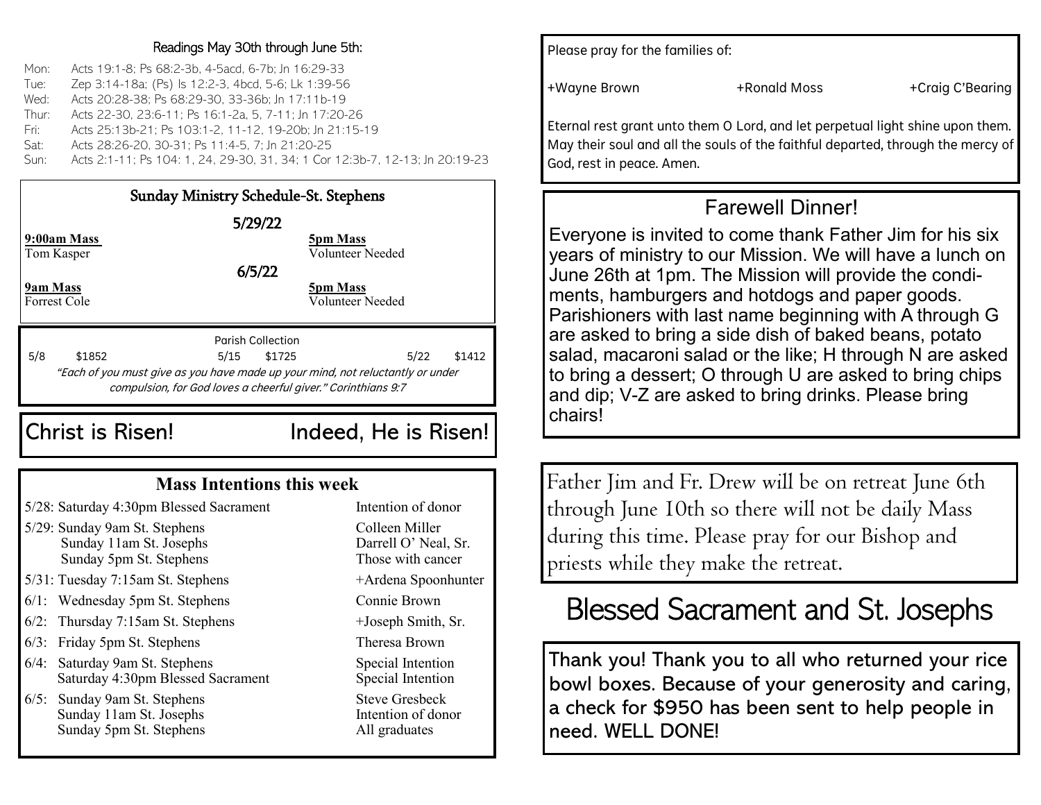### Readings May 30th through June 5th:

| | |
|---|---|
| Mon: | Acts 19:1-8; Ps 68:2-3b, 4-5acd, 6-7b; Jn 16:29-33 |
| Tue: | Zep 3:14-18a; (Ps) Is 12:2-3, 4bcd, 5-6; Lk 1:39-56 |
| Wed: | Acts 20:28-38; Ps 68:29-30, 33-36b; Jn 17:11b-19 |
| Thur: | Acts 22-30, 23:6-11; Ps 16:1-2a, 5, 7-11; Jn 17:20-26 |
| Fri: | Acts 25:13b-21; Ps 103:1-2, 11-12, 19-20b; Jn 21:15-19 |
| Sat: | Acts 28:26-20, 30-31; Ps 11:4-5, 7; Jn 21:20-25 |
| Sun: | Acts 2:1-11; Ps 104: 1, 24, 29-30, 31, 34; 1 Cor 12:3b-7, 12-13; Jn 20:19-23 |

## Sunday Ministry Schedule-St. Stephens

**5/29/22**

**9:00am Mass**
Tom Kasper

**5pm Mass**
Volunteer Needed

**6/5/22**

**9am Mass**
Forrest Cole

**5pm Mass**
Volunteer Needed

### Parish Collection

| 5/8 | $1852 | 5/15 | $1725 | 5/22 | $1412 |
|---|---|---|---|---|---|

*"Each of you must give as you have made up your mind, not reluctantly or under compulsion, for God loves a cheerful giver." Corinthians 9:7*

## Christ is Risen! Indeed, He is Risen!

## Mass Intentions this week

| | |
|---|---|
| 5/28: Saturday 4:30pm Blessed Sacrament | Intention of donor |
| 5/29: Sunday 9am St. Stephens | Colleen Miller |
| Sunday 11am St. Josephs | Darrell O' Neal, Sr. |
| Sunday 5pm St. Stephens | Those with cancer |
| 5/31: Tuesday 7:15am St. Stephens | +Ardena Spoonhunter |
| 6/1: Wednesday 5pm St. Stephens | Connie Brown |
| 6/2: Thursday 7:15am St. Stephens | +Joseph Smith, Sr. |
| 6/3: Friday 5pm St. Stephens | Theresa Brown |
| 6/4: Saturday 9am St. Stephens | Special Intention |
| Saturday 4:30pm Blessed Sacrament | Special Intention |
| 6/5: Sunday 9am St. Stephens | Steve Gresbeck |
| Sunday 11am St. Josephs | Intention of donor |
| Sunday 5pm St. Stephens | All graduates |

Please pray for the families of:

+Wayne Brown +Ronald Moss +Craig C'Bearing

Eternal rest grant unto them O Lord, and let perpetual light shine upon them. May their soul and all the souls of the faithful departed, through the mercy of God, rest in peace. Amen.

## Farewell Dinner!

Everyone is invited to come thank Father Jim for his six years of ministry to our Mission. We will have a lunch on June 26th at 1pm. The Mission will provide the condiments, hamburgers and hotdogs and paper goods. Parishioners with last name beginning with A through G are asked to bring a side dish of baked beans, potato salad, macaroni salad or the like; H through N are asked to bring a dessert; O through U are asked to bring chips and dip; V-Z are asked to bring drinks. Please bring chairs!

Father Jim and Fr. Drew will be on retreat June 6th through June 10th so there will not be daily Mass during this time. Please pray for our Bishop and priests while they make the retreat.

## Blessed Sacrament and St. Josephs

Thank you! Thank you to all who returned your rice bowl boxes. Because of your generosity and caring, a check for $950 has been sent to help people in need. WELL DONE!